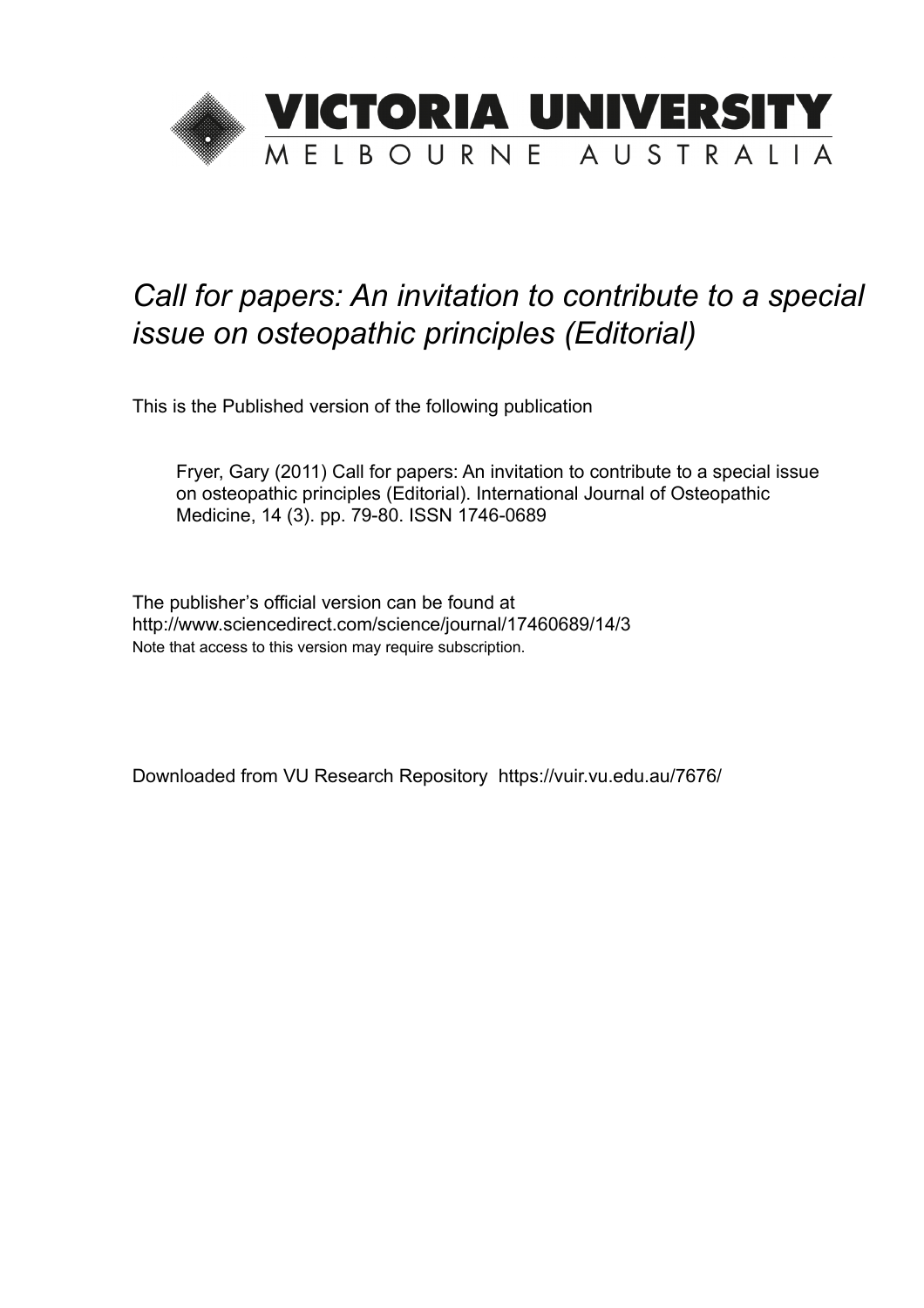# VICTORIA UNIVERSITY
MELBOURNE AUSTRALIA

*Call for papers: An invitation to contribute to a special issue on osteopathic principles (Editorial)*

This is the Published version of the following publication

Fryer, Gary (2011) Call for papers: An invitation to contribute to a special issue on osteopathic principles (Editorial). International Journal of Osteopathic Medicine, 14 (3). pp. 79-80. ISSN 1746-0689

The publisher's official version can be found at
http://www.sciencedirect.com/science/journal/17460689/14/3
Note that access to this version may require subscription.

Downloaded from VU Research Repository https://vuir.vu.edu.au/7676/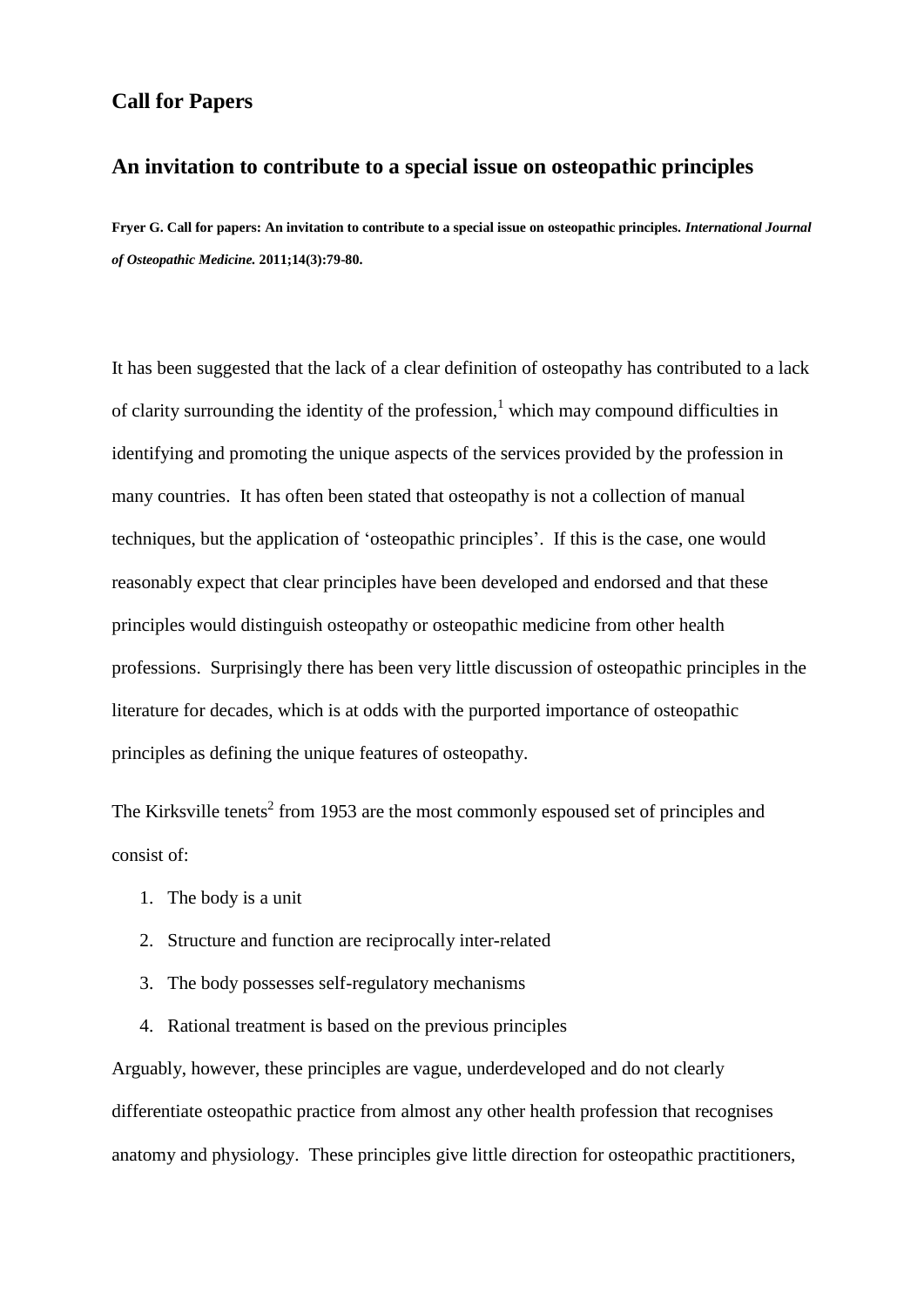## Call for Papers

## An invitation to contribute to a special issue on osteopathic principles

**Fryer G. Call for papers: An invitation to contribute to a special issue on osteopathic principles. *International Journal of Osteopathic Medicine.* 2011;14(3):79-80.**

It has been suggested that the lack of a clear definition of osteopathy has contributed to a lack of clarity surrounding the identity of the profession,[1] which may compound difficulties in identifying and promoting the unique aspects of the services provided by the profession in many countries. It has often been stated that osteopathy is not a collection of manual techniques, but the application of 'osteopathic principles'. If this is the case, one would reasonably expect that clear principles have been developed and endorsed and that these principles would distinguish osteopathy or osteopathic medicine from other health professions. Surprisingly there has been very little discussion of osteopathic principles in the literature for decades, which is at odds with the purported importance of osteopathic principles as defining the unique features of osteopathy.

The Kirksville tenets[2] from 1953 are the most commonly espoused set of principles and consist of:

1. The body is a unit
2. Structure and function are reciprocally inter-related
3. The body possesses self-regulatory mechanisms
4. Rational treatment is based on the previous principles

Arguably, however, these principles are vague, underdeveloped and do not clearly differentiate osteopathic practice from almost any other health profession that recognises anatomy and physiology. These principles give little direction for osteopathic practitioners,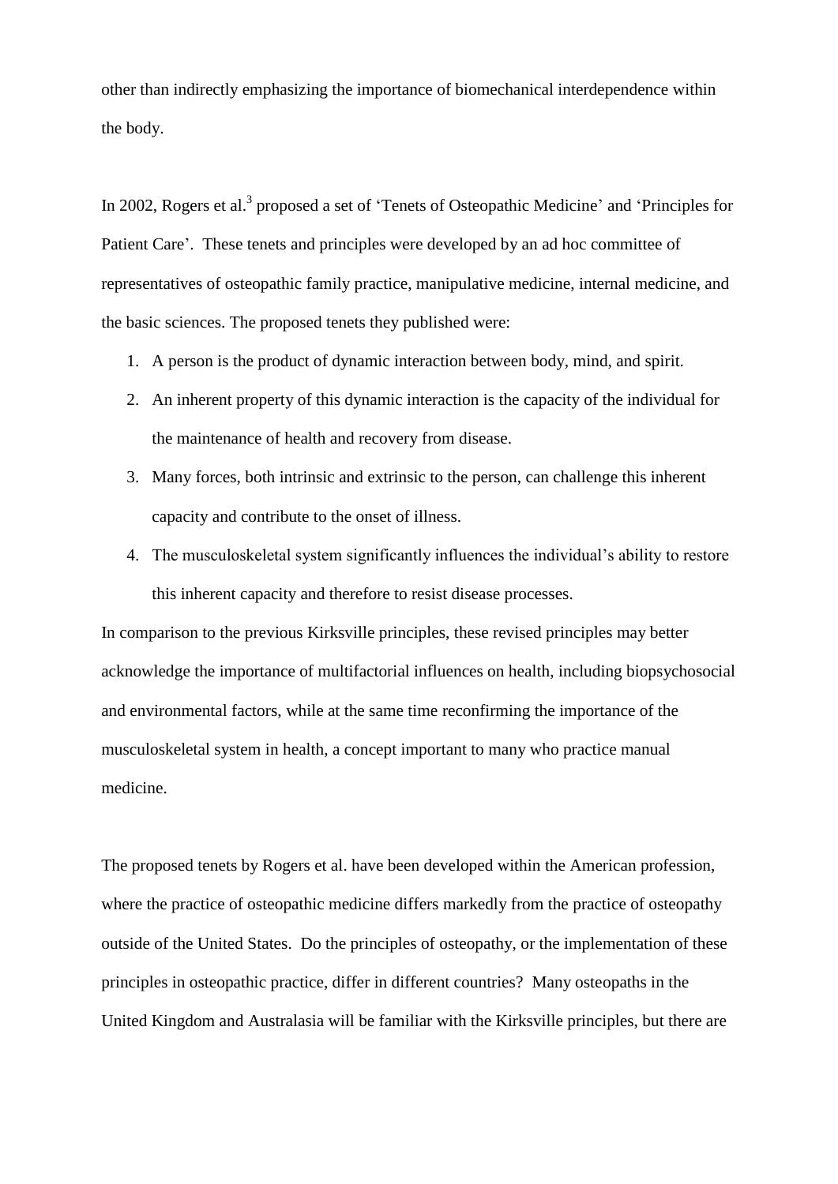other than indirectly emphasizing the importance of biomechanical interdependence within the body.

In 2002, Rogers et al.[3] proposed a set of 'Tenets of Osteopathic Medicine' and 'Principles for Patient Care'. These tenets and principles were developed by an ad hoc committee of representatives of osteopathic family practice, manipulative medicine, internal medicine, and the basic sciences. The proposed tenets they published were:

1. A person is the product of dynamic interaction between body, mind, and spirit.
2. An inherent property of this dynamic interaction is the capacity of the individual for the maintenance of health and recovery from disease.
3. Many forces, both intrinsic and extrinsic to the person, can challenge this inherent capacity and contribute to the onset of illness.
4. The musculoskeletal system significantly influences the individual's ability to restore this inherent capacity and therefore to resist disease processes.

In comparison to the previous Kirksville principles, these revised principles may better acknowledge the importance of multifactorial influences on health, including biopsychosocial and environmental factors, while at the same time reconfirming the importance of the musculoskeletal system in health, a concept important to many who practice manual medicine.

The proposed tenets by Rogers et al. have been developed within the American profession, where the practice of osteopathic medicine differs markedly from the practice of osteopathy outside of the United States. Do the principles of osteopathy, or the implementation of these principles in osteopathic practice, differ in different countries? Many osteopaths in the United Kingdom and Australasia will be familiar with the Kirksville principles, but there are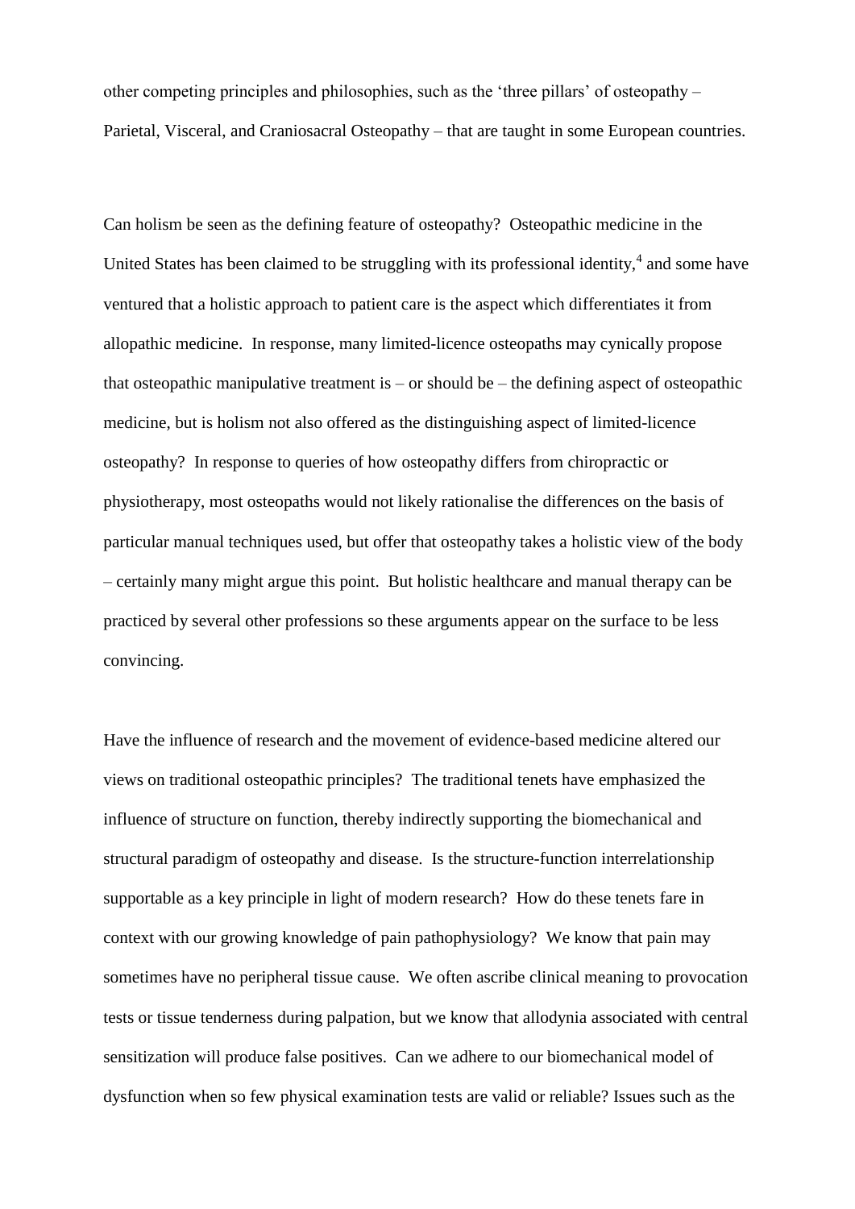other competing principles and philosophies, such as the 'three pillars' of osteopathy – Parietal, Visceral, and Craniosacral Osteopathy – that are taught in some European countries.

Can holism be seen as the defining feature of osteopathy? Osteopathic medicine in the United States has been claimed to be struggling with its professional identity,[4] and some have ventured that a holistic approach to patient care is the aspect which differentiates it from allopathic medicine. In response, many limited-licence osteopaths may cynically propose that osteopathic manipulative treatment is – or should be – the defining aspect of osteopathic medicine, but is holism not also offered as the distinguishing aspect of limited-licence osteopathy? In response to queries of how osteopathy differs from chiropractic or physiotherapy, most osteopaths would not likely rationalise the differences on the basis of particular manual techniques used, but offer that osteopathy takes a holistic view of the body – certainly many might argue this point. But holistic healthcare and manual therapy can be practiced by several other professions so these arguments appear on the surface to be less convincing.

Have the influence of research and the movement of evidence-based medicine altered our views on traditional osteopathic principles? The traditional tenets have emphasized the influence of structure on function, thereby indirectly supporting the biomechanical and structural paradigm of osteopathy and disease. Is the structure-function interrelationship supportable as a key principle in light of modern research? How do these tenets fare in context with our growing knowledge of pain pathophysiology? We know that pain may sometimes have no peripheral tissue cause. We often ascribe clinical meaning to provocation tests or tissue tenderness during palpation, but we know that allodynia associated with central sensitization will produce false positives. Can we adhere to our biomechanical model of dysfunction when so few physical examination tests are valid or reliable? Issues such as the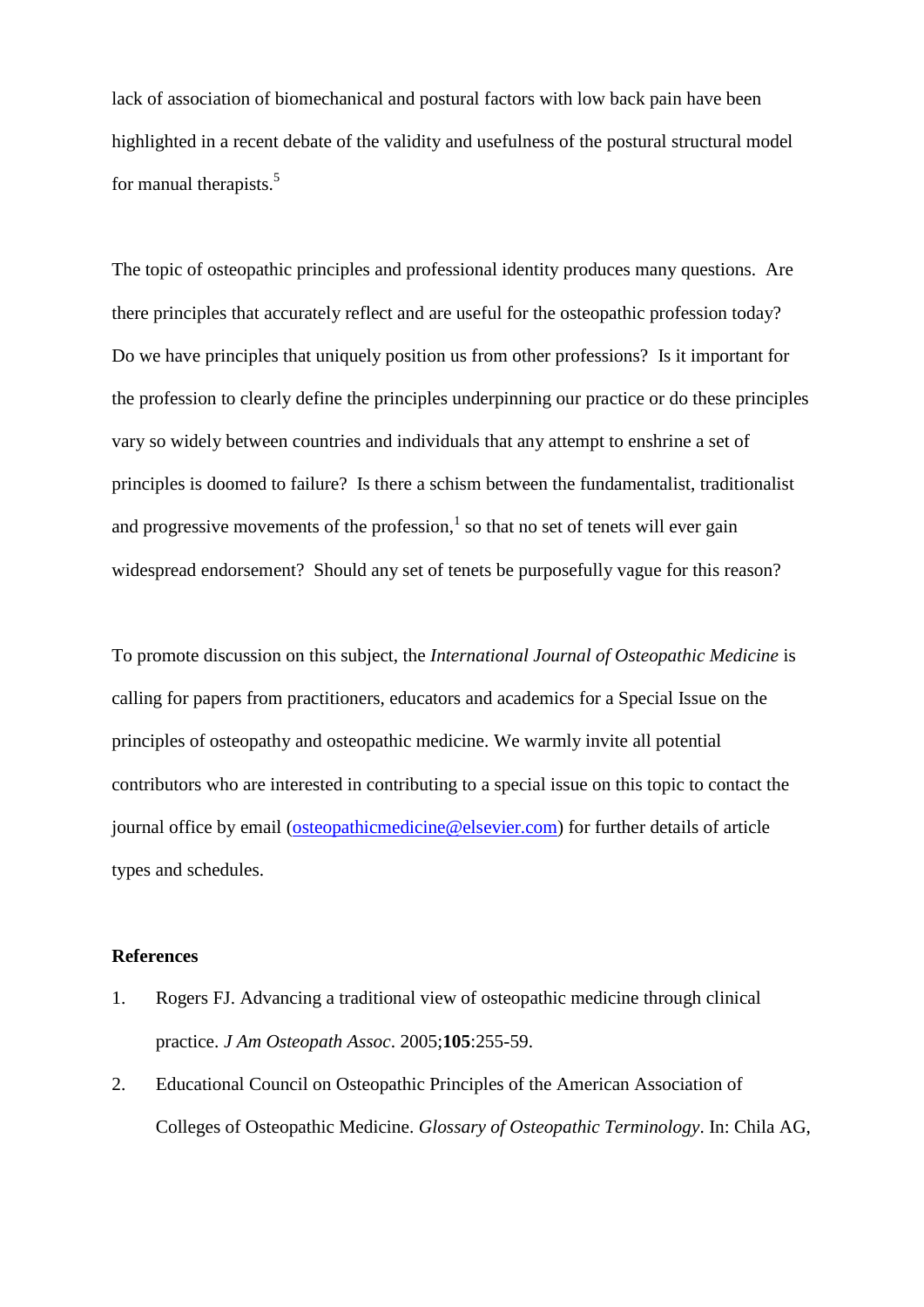lack of association of biomechanical and postural factors with low back pain have been highlighted in a recent debate of the validity and usefulness of the postural structural model for manual therapists.[5]

The topic of osteopathic principles and professional identity produces many questions. Are there principles that accurately reflect and are useful for the osteopathic profession today? Do we have principles that uniquely position us from other professions? Is it important for the profession to clearly define the principles underpinning our practice or do these principles vary so widely between countries and individuals that any attempt to enshrine a set of principles is doomed to failure? Is there a schism between the fundamentalist, traditionalist and progressive movements of the profession,[1] so that no set of tenets will ever gain widespread endorsement? Should any set of tenets be purposefully vague for this reason?

To promote discussion on this subject, the *International Journal of Osteopathic Medicine* is calling for papers from practitioners, educators and academics for a Special Issue on the principles of osteopathy and osteopathic medicine. We warmly invite all potential contributors who are interested in contributing to a special issue on this topic to contact the journal office by email (osteopathicmedicine@elsevier.com) for further details of article types and schedules.

**References**

1. Rogers FJ. Advancing a traditional view of osteopathic medicine through clinical practice. *J Am Osteopath Assoc*. 2005;**105**:255-59.
2. Educational Council on Osteopathic Principles of the American Association of Colleges of Osteopathic Medicine. *Glossary of Osteopathic Terminology*. In: Chila AG,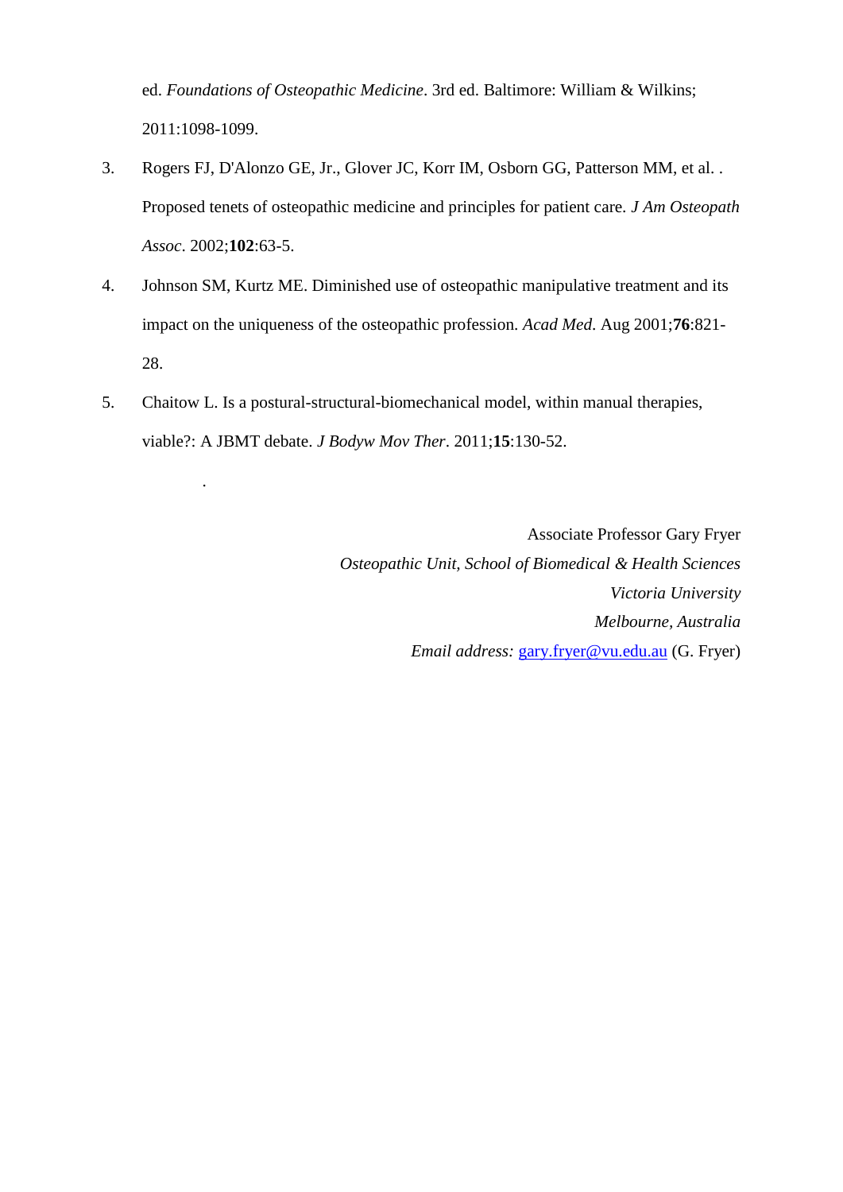ed. *Foundations of Osteopathic Medicine*. 3rd ed. Baltimore: William & Wilkins; 2011:1098-1099.

3. Rogers FJ, D'Alonzo GE, Jr., Glover JC, Korr IM, Osborn GG, Patterson MM, et al. . Proposed tenets of osteopathic medicine and principles for patient care. *J Am Osteopath Assoc*. 2002;**102**:63-5.

4. Johnson SM, Kurtz ME. Diminished use of osteopathic manipulative treatment and its impact on the uniqueness of the osteopathic profession. *Acad Med.* Aug 2001;**76**:821-28.

5. Chaitow L. Is a postural-structural-biomechanical model, within manual therapies, viable?: A JBMT debate. *J Bodyw Mov Ther*. 2011;**15**:130-52.

.

Associate Professor Gary Fryer

*Osteopathic Unit, School of Biomedical & Health Sciences*

*Victoria University*

*Melbourne, Australia*

*Email address:* gary.fryer@vu.edu.au (G. Fryer)